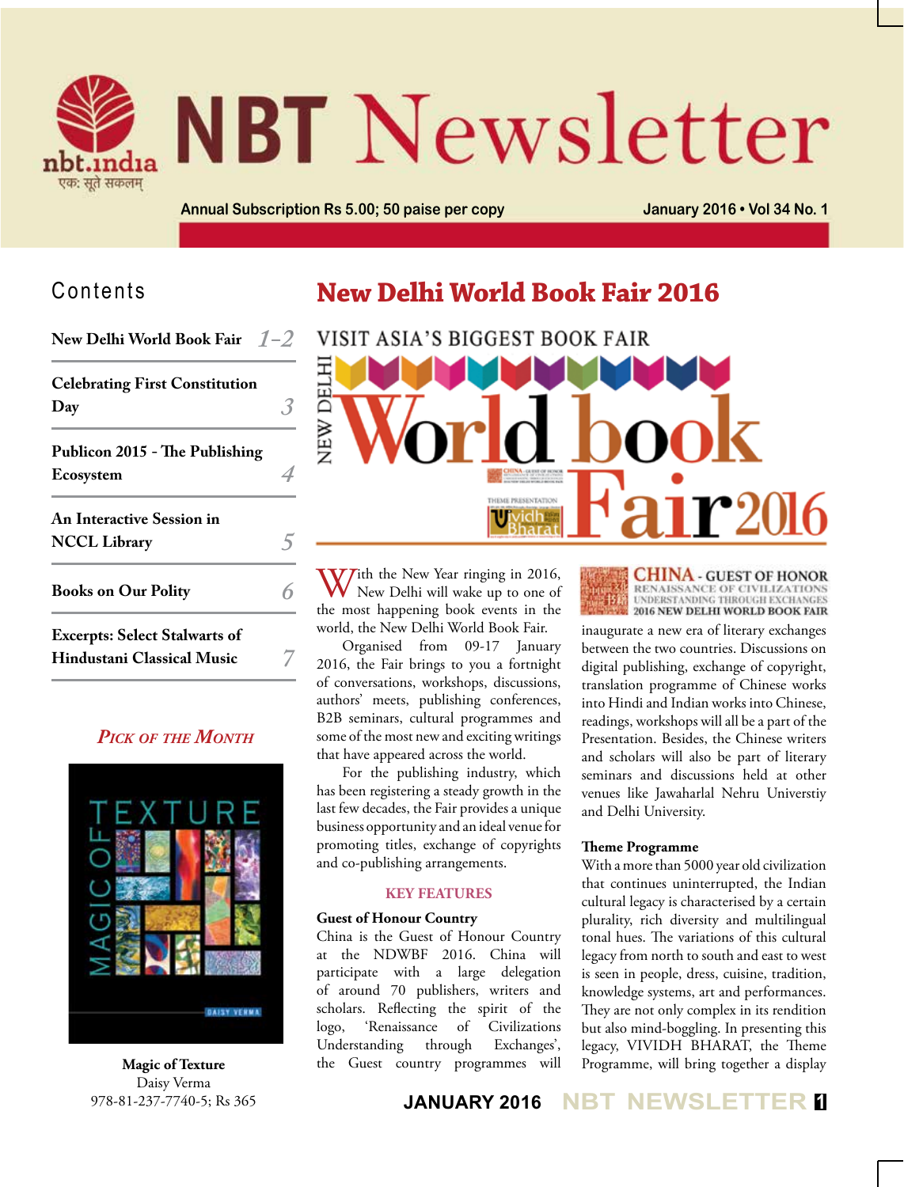# NBT Newsletter

Annual Subscription Rs 5.00; 50 paise per copy

January 2016 • Vol 34 No. 1

## Contents

- New Delhi World Book Fair — 1–2
- Celebrating First Constitution Day — 3
- Publicon 2015 - The Publishing Ecosystem — 4
- An Interactive Session in NCCL Library — 5
- Books on Our Polity — 6
- Excerpts: Select Stalwarts of Hindustani Classical Music — 7

### *Pick of the Month*

**Magic of Texture**
Daisy Verma
978-81-237-7740-5; Rs 365

# New Delhi World Book Fair 2016

VISIT ASIA'S BIGGEST BOOK FAIR

NEW DELHI World book Fair 2016

With the New Year ringing in 2016, New Delhi will wake up to one of the most happening book events in the world, the New Delhi World Book Fair.

Organised from 09-17 January 2016, the Fair brings to you a fortnight of conversations, workshops, discussions, authors' meets, publishing conferences, B2B seminars, cultural programmes and some of the most new and exciting writings that have appeared across the world.

For the publishing industry, which has been registering a steady growth in the last few decades, the Fair provides a unique business opportunity and an ideal venue for promoting titles, exchange of copyrights and co-publishing arrangements.

### KEY FEATURES

**Guest of Honour Country**

China is the Guest of Honour Country at the NDWBF 2016. China will participate with a large delegation of around 70 publishers, writers and scholars. Reflecting the spirit of the logo, 'Renaissance of Civilizations Understanding through Exchanges', the Guest country programmes will inaugurate a new era of literary exchanges between the two countries. Discussions on digital publishing, exchange of copyright, translation programme of Chinese works into Hindi and Indian works into Chinese, readings, workshops will all be a part of the Presentation. Besides, the Chinese writers and scholars will also be part of literary seminars and discussions held at other venues like Jawaharlal Nehru Universtiy and Delhi University.

**Theme Programme**

With a more than 5000 year old civilization that continues uninterrupted, the Indian cultural legacy is characterised by a certain plurality, rich diversity and multilingual tonal hues. The variations of this cultural legacy from north to south and east to west is seen in people, dress, cuisine, tradition, knowledge systems, art and performances. They are not only complex in its rendition but also mind-boggling. In presenting this legacy, VIVIDH BHARAT, the Theme Programme, will bring together a display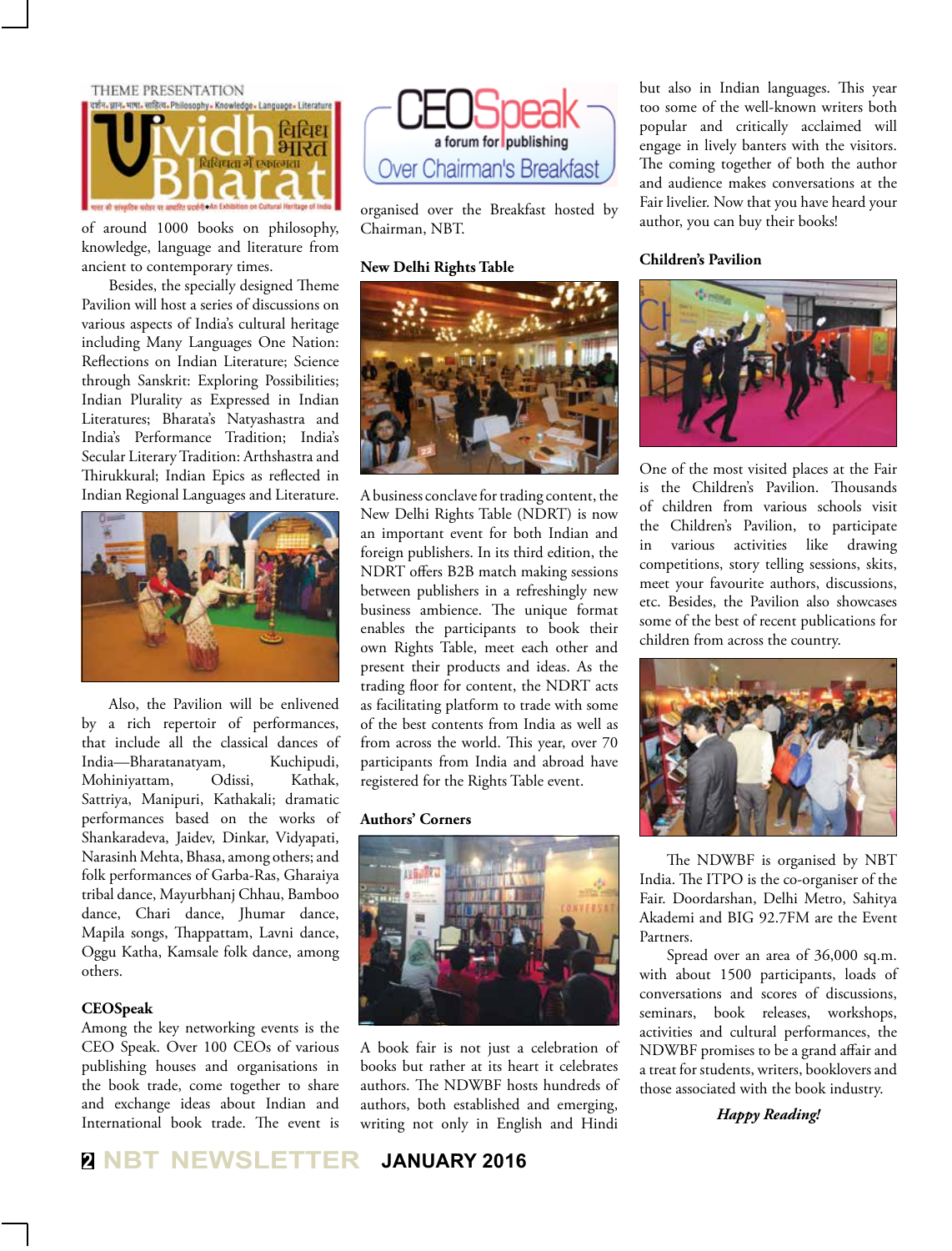of around 1000 books on philosophy, knowledge, language and literature from ancient to contemporary times.

Besides, the specially designed Theme Pavilion will host a series of discussions on various aspects of India's cultural heritage including Many Languages One Nation: Reflections on Indian Literature; Science through Sanskrit: Exploring Possibilities; Indian Plurality as Expressed in Indian Literatures; Bharata's Natyashastra and India's Performance Tradition; India's Secular Literary Tradition: Arthshastra and Thirukkural; Indian Epics as reflected in Indian Regional Languages and Literature.

Also, the Pavilion will be enlivened by a rich repertoir of performances, that include all the classical dances of India—Bharatanatyam, Kuchipudi, Mohiniyattam, Odissi, Kathak, Sattriya, Manipuri, Kathakali; dramatic performances based on the works of Shankaradeva, Jaidev, Dinkar, Vidyapati, Narasinh Mehta, Bhasa, among others; and folk performances of Garba-Ras, Gharaiya tribal dance, Mayurbhanj Chhau, Bamboo dance, Chari dance, Jhumar dance, Mapila songs, Thappattam, Lavni dance, Oggu Katha, Kamsale folk dance, among others.

## CEOSpeak

Among the key networking events is the CEO Speak. Over 100 CEOs of various publishing houses and organisations in the book trade, come together to share and exchange ideas about Indian and International book trade. The event is organised over the Breakfast hosted by Chairman, NBT.

## New Delhi Rights Table

A business conclave for trading content, the New Delhi Rights Table (NDRT) is now an important event for both Indian and foreign publishers. In its third edition, the NDRT offers B2B match making sessions between publishers in a refreshingly new business ambience. The unique format enables the participants to book their own Rights Table, meet each other and present their products and ideas. As the trading floor for content, the NDRT acts as facilitating platform to trade with some of the best contents from India as well as from across the world. This year, over 70 participants from India and abroad have registered for the Rights Table event.

## Authors' Corners

A book fair is not just a celebration of books but rather at its heart it celebrates authors. The NDWBF hosts hundreds of authors, both established and emerging, writing not only in English and Hindi but also in Indian languages. This year too some of the well-known writers both popular and critically acclaimed will engage in lively banters with the visitors. The coming together of both the author and audience makes conversations at the Fair livelier. Now that you have heard your author, you can buy their books!

## Children's Pavilion

One of the most visited places at the Fair is the Children's Pavilion. Thousands of children from various schools visit the Children's Pavilion, to participate in various activities like drawing competitions, story telling sessions, skits, meet your favourite authors, discussions, etc. Besides, the Pavilion also showcases some of the best of recent publications for children from across the country.

The NDWBF is organised by NBT India. The ITPO is the co-organiser of the Fair. Doordarshan, Delhi Metro, Sahitya Akademi and BIG 92.7FM are the Event Partners.

Spread over an area of 36,000 sq.m. with about 1500 participants, loads of conversations and scores of discussions, seminars, book releases, workshops, activities and cultural performances, the NDWBF promises to be a grand affair and a treat for students, writers, booklovers and those associated with the book industry.

***Happy Reading!***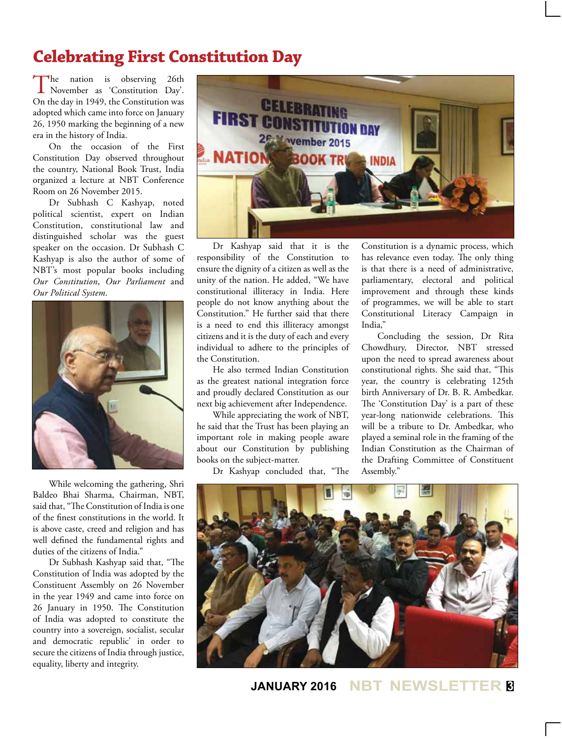# Celebrating First Constitution Day

The nation is observing 26th November as 'Constitution Day'. On the day in 1949, the Constitution was adopted which came into force on January 26, 1950 marking the beginning of a new era in the history of India.

On the occasion of the First Constitution Day observed throughout the country, National Book Trust, India organized a lecture at NBT Conference Room on 26 November 2015.

Dr Subhash C Kashyap, noted political scientist, expert on Indian Constitution, constitutional law and distinguished scholar was the guest speaker on the occasion. Dr Subhash C Kashyap is also the author of some of NBT's most popular books including *Our Constitution*, *Our Parliament* and *Our Political System*.

While welcoming the gathering, Shri Baldeo Bhai Sharma, Chairman, NBT, said that, "The Constitution of India is one of the finest constitutions in the world. It is above caste, creed and religion and has well defined the fundamental rights and duties of the citizens of India."

Dr Subhash Kashyap said that, "The Constitution of India was adopted by the Constituent Assembly on 26 November in the year 1949 and came into force on 26 January in 1950. The Constitution of India was adopted to constitute the country into a sovereign, socialist, secular and democratic republic' in order to secure the citizens of India through justice, equality, liberty and integrity.

Dr Kashyap said that it is the responsibility of the Constitution to ensure the dignity of a citizen as well as the unity of the nation. He added, "We have constitutional illiteracy in India. Here people do not know anything about the Constitution." He further said that there is a need to end this illiteracy amongst citizens and it is the duty of each and every individual to adhere to the principles of the Constitution.

He also termed Indian Constitution as the greatest national integration force and proudly declared Constitution as our next big achievement after Independence.

While appreciating the work of NBT, he said that the Trust has been playing an important role in making people aware about our Constitution by publishing books on the subject-matter.

Dr Kashyap concluded that, "The Constitution is a dynamic process, which has relevance even today. The only thing is that there is a need of administrative, parliamentary, electoral and political improvement and through these kinds of programmes, we will be able to start Constitutional Literacy Campaign in India,"

Concluding the session, Dr Rita Chowdhury, Director, NBT stressed upon the need to spread awareness about constitutional rights. She said that, "This year, the country is celebrating 125th birth Anniversary of Dr. B. R. Ambedkar. The 'Constitution Day' is a part of these year-long nationwide celebrations. This will be a tribute to Dr. Ambedkar, who played a seminal role in the framing of the Indian Constitution as the Chairman of the Drafting Committee of Constituent Assembly."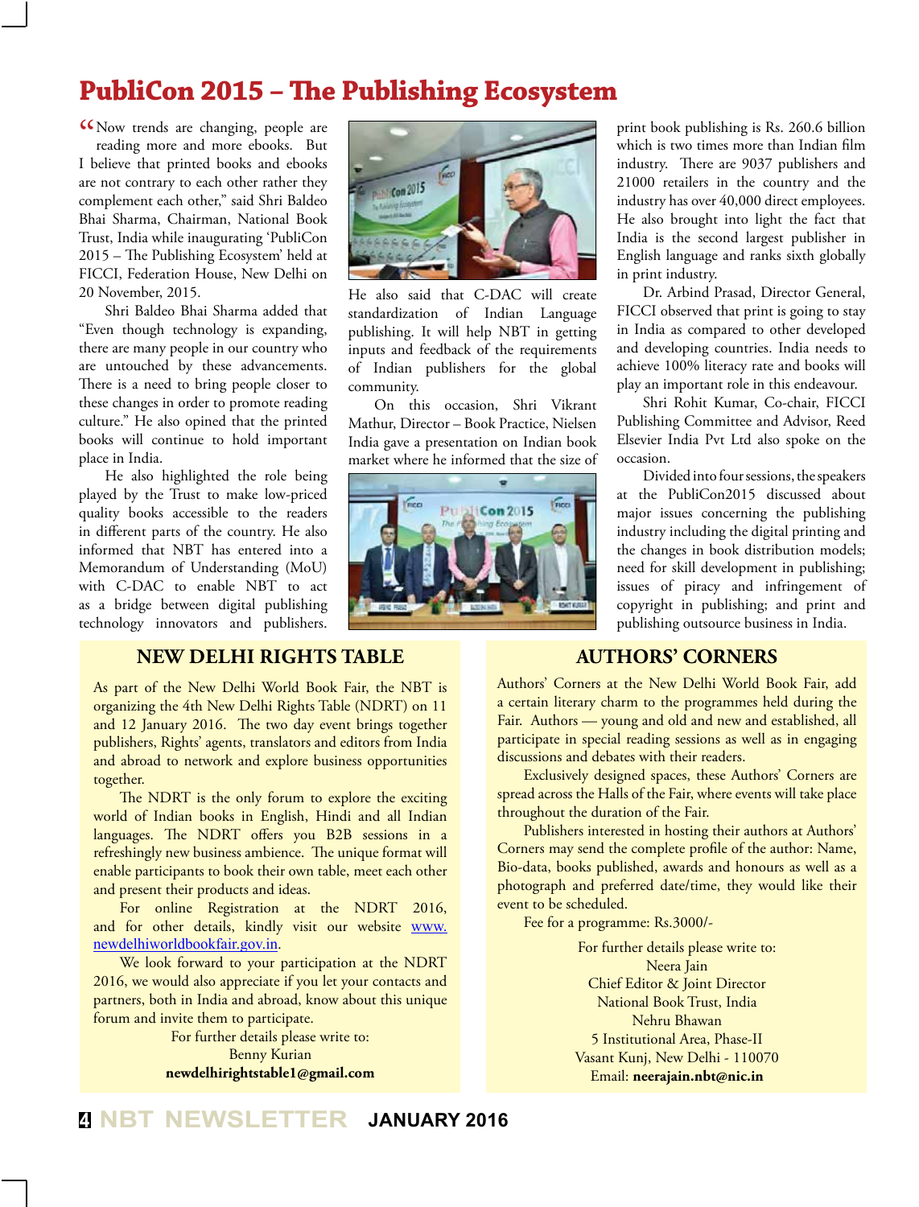# PubliCon 2015 – The Publishing Ecosystem

"Now trends are changing, people are reading more and more ebooks. But I believe that printed books and ebooks are not contrary to each other rather they complement each other," said Shri Baldeo Bhai Sharma, Chairman, National Book Trust, India while inaugurating 'PubliCon 2015 – The Publishing Ecosystem' held at FICCI, Federation House, New Delhi on 20 November, 2015.

Shri Baldeo Bhai Sharma added that "Even though technology is expanding, there are many people in our country who are untouched by these advancements. There is a need to bring people closer to these changes in order to promote reading culture." He also opined that the printed books will continue to hold important place in India.

He also highlighted the role being played by the Trust to make low-priced quality books accessible to the readers in different parts of the country. He also informed that NBT has entered into a Memorandum of Understanding (MoU) with C-DAC to enable NBT to act as a bridge between digital publishing technology innovators and publishers. He also said that C-DAC will create standardization of Indian Language publishing. It will help NBT in getting inputs and feedback of the requirements of Indian publishers for the global community.

On this occasion, Shri Vikrant Mathur, Director – Book Practice, Nielsen India gave a presentation on Indian book market where he informed that the size of print book publishing is Rs. 260.6 billion which is two times more than Indian film industry. There are 9037 publishers and 21000 retailers in the country and the industry has over 40,000 direct employees. He also brought into light the fact that India is the second largest publisher in English language and ranks sixth globally in print industry.

Dr. Arbind Prasad, Director General, FICCI observed that print is going to stay in India as compared to other developed and developing countries. India needs to achieve 100% literacy rate and books will play an important role in this endeavour.

Shri Rohit Kumar, Co-chair, FICCI Publishing Committee and Advisor, Reed Elsevier India Pvt Ltd also spoke on the occasion.

Divided into four sessions, the speakers at the PubliCon2015 discussed about major issues concerning the publishing industry including the digital printing and the changes in book distribution models; need for skill development in publishing; issues of piracy and infringement of copyright in publishing; and print and publishing outsource business in India.

## NEW DELHI RIGHTS TABLE

As part of the New Delhi World Book Fair, the NBT is organizing the 4th New Delhi Rights Table (NDRT) on 11 and 12 January 2016. The two day event brings together publishers, Rights' agents, translators and editors from India and abroad to network and explore business opportunities together.

The NDRT is the only forum to explore the exciting world of Indian books in English, Hindi and all Indian languages. The NDRT offers you B2B sessions in a refreshingly new business ambience. The unique format will enable participants to book their own table, meet each other and present their products and ideas.

For online Registration at the NDRT 2016, and for other details, kindly visit our website www.newdelhiworldbookfair.gov.in.

We look forward to your participation at the NDRT 2016, we would also appreciate if you let your contacts and partners, both in India and abroad, know about this unique forum and invite them to participate.

For further details please write to:
Benny Kurian
**newdelhirightstable1@gmail.com**

## AUTHORS' CORNERS

Authors' Corners at the New Delhi World Book Fair, add a certain literary charm to the programmes held during the Fair. Authors — young and old and new and established, all participate in special reading sessions as well as in engaging discussions and debates with their readers.

Exclusively designed spaces, these Authors' Corners are spread across the Halls of the Fair, where events will take place throughout the duration of the Fair.

Publishers interested in hosting their authors at Authors' Corners may send the complete profile of the author: Name, Bio-data, books published, awards and honours as well as a photograph and preferred date/time, they would like their event to be scheduled.

Fee for a programme: Rs.3000/-

For further details please write to:
Neera Jain
Chief Editor & Joint Director
National Book Trust, India
Nehru Bhawan
5 Institutional Area, Phase-II
Vasant Kunj, New Delhi - 110070
Email: **neerajain.nbt@nic.in**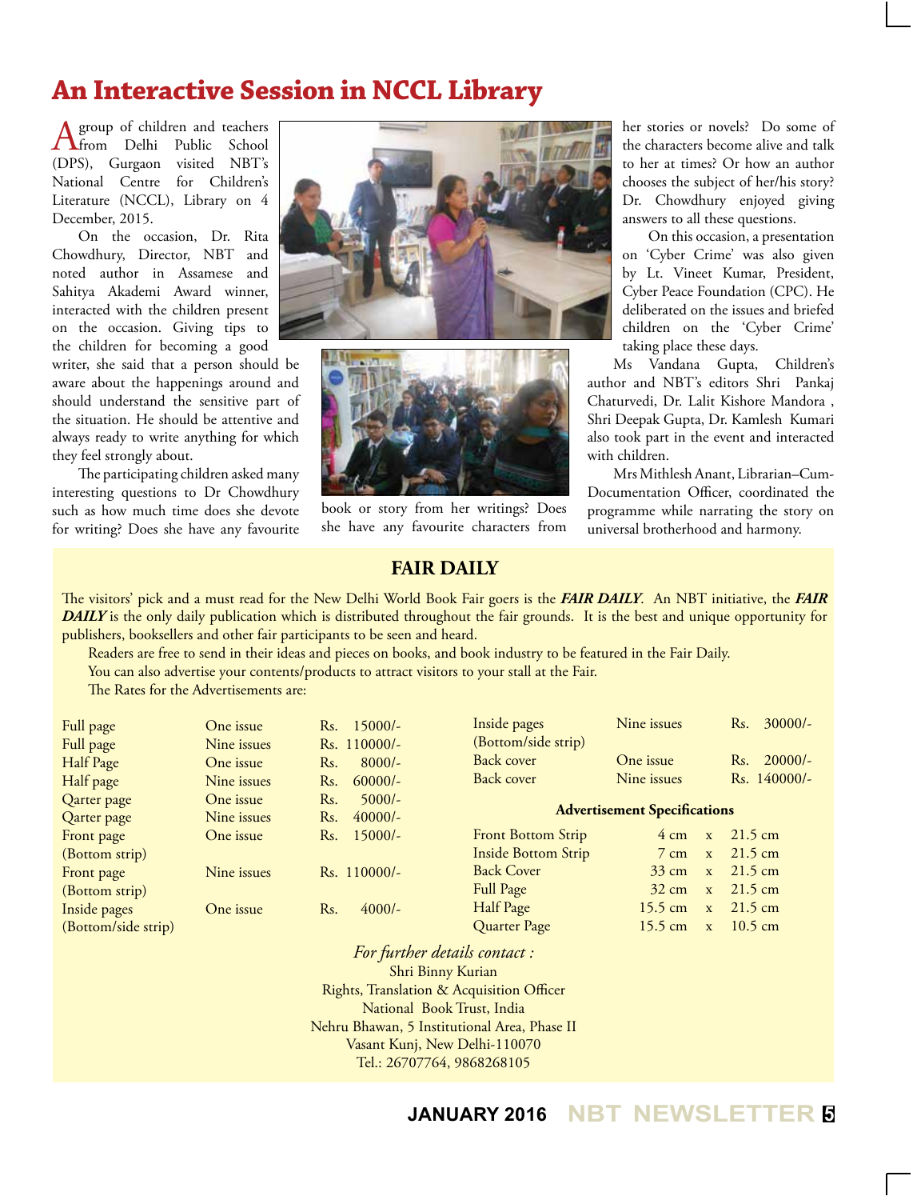# An Interactive Session in NCCL Library

A group of children and teachers from Delhi Public School (DPS), Gurgaon visited NBT's National Centre for Children's Literature (NCCL), Library on 4 December, 2015.

On the occasion, Dr. Rita Chowdhury, Director, NBT and noted author in Assamese and Sahitya Akademi Award winner, interacted with the children present on the occasion. Giving tips to the children for becoming a good writer, she said that a person should be aware about the happenings around and should understand the sensitive part of the situation. He should be attentive and always ready to write anything for which they feel strongly about.

The participating children asked many interesting questions to Dr Chowdhury such as how much time does she devote for writing? Does she have any favourite book or story from her writings? Does she have any favourite characters from her stories or novels? Do some of the characters become alive and talk to her at times? Or how an author chooses the subject of her/his story? Dr. Chowdhury enjoyed giving answers to all these questions.

On this occasion, a presentation on 'Cyber Crime' was also given by Lt. Vineet Kumar, President, Cyber Peace Foundation (CPC). He deliberated on the issues and briefed children on the 'Cyber Crime' taking place these days.

Ms Vandana Gupta, Children's author and NBT's editors Shri Pankaj Chaturvedi, Dr. Lalit Kishore Mandora , Shri Deepak Gupta, Dr. Kamlesh Kumari also took part in the event and interacted with children.

Mrs Mithlesh Anant, Librarian–Cum-Documentation Officer, coordinated the programme while narrating the story on universal brotherhood and harmony.

## FAIR DAILY

The visitors' pick and a must read for the New Delhi World Book Fair goers is the ***FAIR DAILY***. An NBT initiative, the ***FAIR DAILY*** is the only daily publication which is distributed throughout the fair grounds. It is the best and unique opportunity for publishers, booksellers and other fair participants to be seen and heard.

Readers are free to send in their ideas and pieces on books, and book industry to be featured in the Fair Daily.

You can also advertise your contents/products to attract visitors to your stall at the Fair.

The Rates for the Advertisements are:

| | | |
|---|---|---|
| Full page | One issue | Rs. 15000/- |
| Full page | Nine issues | Rs. 110000/- |
| Half Page | One issue | Rs. 8000/- |
| Half page | Nine issues | Rs. 60000/- |
| Qarter page | One issue | Rs. 5000/- |
| Qarter page | Nine issues | Rs. 40000/- |
| Front page (Bottom strip) | One issue | Rs. 15000/- |
| Front page (Bottom strip) | Nine issues | Rs. 110000/- |
| Inside pages (Bottom/side strip) | One issue | Rs. 4000/- |
| Inside pages (Bottom/side strip) | Nine issues | Rs. 30000/- |
| Back cover | One issue | Rs. 20000/- |
| Back cover | Nine issues | Rs. 140000/- |

**Advertisement Specifications**

| | | | |
|---|---|---|---|
| Front Bottom Strip | 4 cm | x | 21.5 cm |
| Inside Bottom Strip | 7 cm | x | 21.5 cm |
| Back Cover | 33 cm | x | 21.5 cm |
| Full Page | 32 cm | x | 21.5 cm |
| Half Page | 15.5 cm | x | 21.5 cm |
| Quarter Page | 15.5 cm | x | 10.5 cm |

*For further details contact :*
Shri Binny Kurian
Rights, Translation & Acquisition Officer
National Book Trust, India
Nehru Bhawan, 5 Institutional Area, Phase II
Vasant Kunj, New Delhi-110070
Tel.: 26707764, 9868268105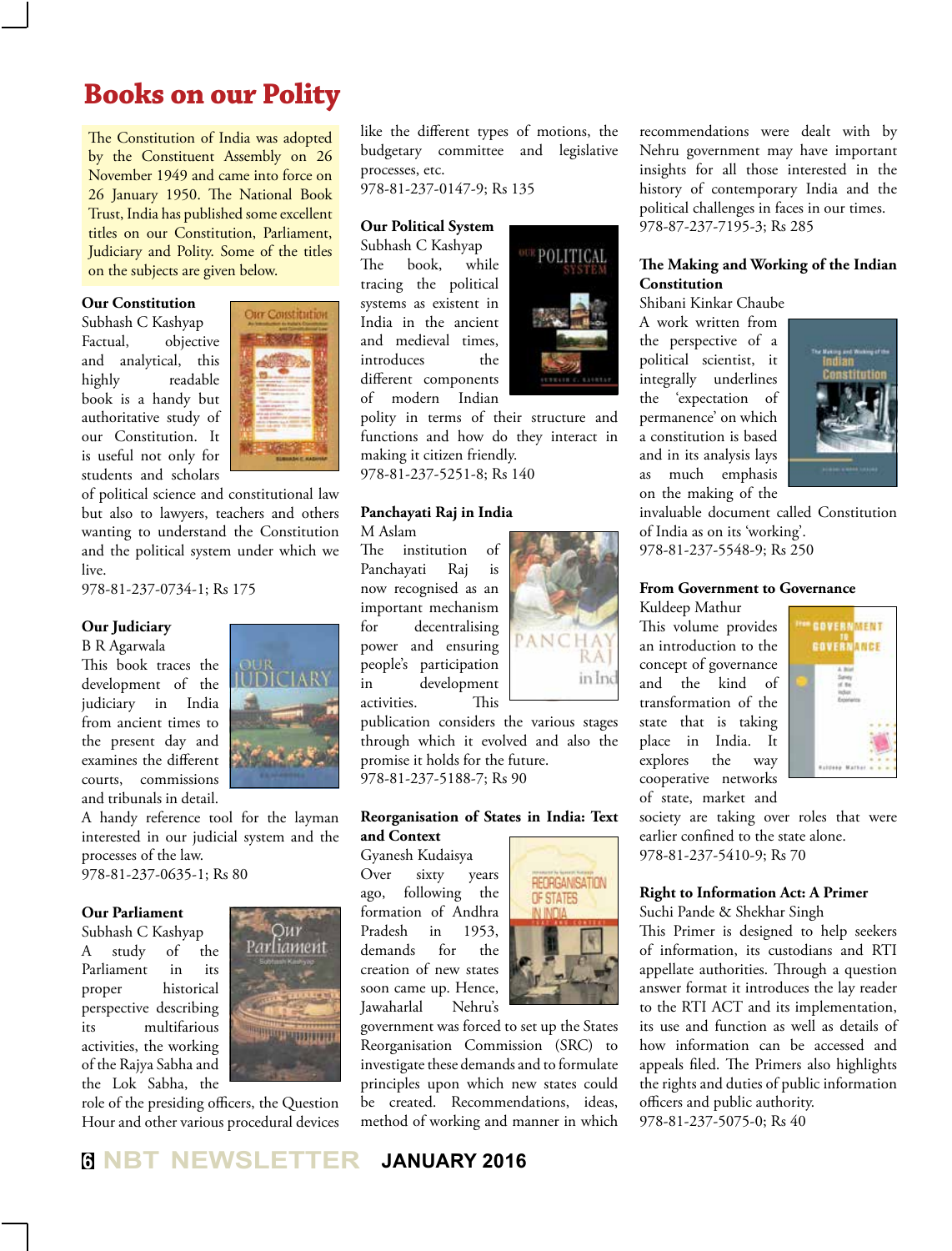# Books on our Polity

The Constitution of India was adopted by the Constituent Assembly on 26 November 1949 and came into force on 26 January 1950. The National Book Trust, India has published some excellent titles on our Constitution, Parliament, Judiciary and Polity. Some of the titles on the subjects are given below.

**Our Constitution**
Subhash C Kashyap
Factual, objective and analytical, this highly readable book is a handy but authoritative study of our Constitution. It is useful not only for students and scholars of political science and constitutional law but also to lawyers, teachers and others wanting to understand the Constitution and the political system under which we live.
978-81-237-0734-1; Rs 175

**Our Judiciary**
B R Agarwala
This book traces the development of the judiciary in India from ancient times to the present day and examines the different courts, commissions and tribunals in detail. A handy reference tool for the layman interested in our judicial system and the processes of the law.
978-81-237-0635-1; Rs 80

**Our Parliament**
Subhash C Kashyap
A study of the Parliament in its proper historical perspective describing its multifarious activities, the working of the Rajya Sabha and the Lok Sabha, the role of the presiding officers, the Question Hour and other various procedural devices like the different types of motions, the budgetary committee and legislative processes, etc.
978-81-237-0147-9; Rs 135

**Our Political System**
Subhash C Kashyap
The book, while tracing the political systems as existent in India in the ancient and medieval times, introduces the different components of modern Indian polity in terms of their structure and functions and how do they interact in making it citizen friendly.
978-81-237-5251-8; Rs 140

**Panchayati Raj in India**
M Aslam
The institution of Panchayati Raj is now recognised as an important mechanism for decentralising power and ensuring people's participation in development activities. This publication considers the various stages through which it evolved and also the promise it holds for the future.
978-81-237-5188-7; Rs 90

**Reorganisation of States in India: Text and Context**
Gyanesh Kudaisya
Over sixty years ago, following the formation of Andhra Pradesh in 1953, demands for the creation of new states soon came up. Hence, Jawaharlal Nehru's government was forced to set up the States Reorganisation Commission (SRC) to investigate these demands and to formulate principles upon which new states could be created. Recommendations, ideas, method of working and manner in which recommendations were dealt with by Nehru government may have important insights for all those interested in the history of contemporary India and the political challenges in faces in our times.
978-87-237-7195-3; Rs 285

**The Making and Working of the Indian Constitution**
Shibani Kinkar Chaube
A work written from the perspective of a political scientist, it integrally underlines the 'expectation of permanence' on which a constitution is based and in its analysis lays as much emphasis on the making of the invaluable document called Constitution of India as on its 'working'.
978-81-237-5548-9; Rs 250

**From Government to Governance**
Kuldeep Mathur
This volume provides an introduction to the concept of governance and the kind of transformation of the state that is taking place in India. It explores the way cooperative networks of state, market and society are taking over roles that were earlier confined to the state alone.
978-81-237-5410-9; Rs 70

**Right to Information Act: A Primer**
Suchi Pande & Shekhar Singh
This Primer is designed to help seekers of information, its custodians and RTI appellate authorities. Through a question answer format it introduces the lay reader to the RTI ACT and its implementation, its use and function as well as details of how information can be accessed and appeals filed. The Primers also highlights the rights and duties of public information officers and public authority.
978-81-237-5075-0; Rs 40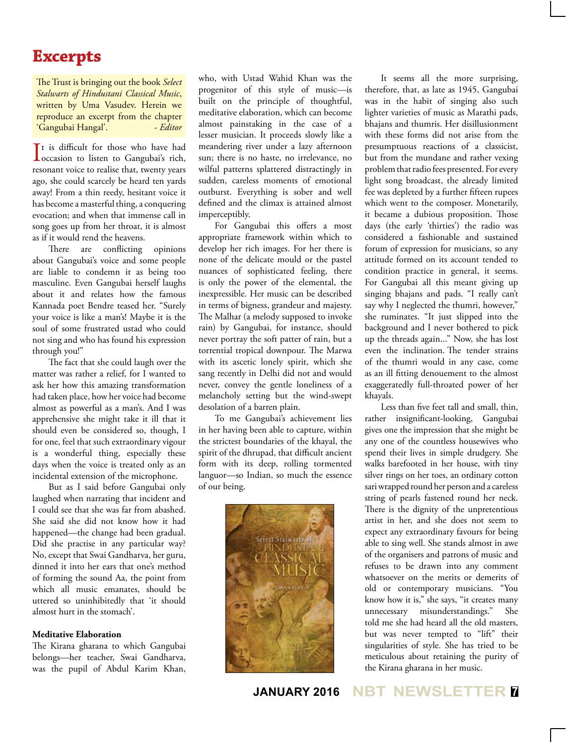# Excerpts

The Trust is bringing out the book *Select Stalwarts of Hindustani Classical Music*, written by Uma Vasudev. Herein we reproduce an excerpt from the chapter 'Gangubai Hangal'. *- Editor*

It is difficult for those who have had occasion to listen to Gangubai's rich, resonant voice to realise that, twenty years ago, she could scarcely be heard ten yards away! From a thin reedy, hesitant voice it has become a masterful thing, a conquering evocation; and when that immense call in song goes up from her throat, it is almost as if it would rend the heavens.

There are conflicting opinions about Gangubai's voice and some people are liable to condemn it as being too masculine. Even Gangubai herself laughs about it and relates how the famous Kannada poet Bendre teased her. "Surely your voice is like a man's! Maybe it is the soul of some frustrated ustad who could not sing and who has found his expression through you!"

The fact that she could laugh over the matter was rather a relief, for I wanted to ask her how this amazing transformation had taken place, how her voice had become almost as powerful as a man's. And I was apprehensive she might take it ill that it should even be considered so, though, I for one, feel that such extraordinary vigour is a wonderful thing, especially these days when the voice is treated only as an incidental extension of the microphone.

But as I said before Gangubai only laughed when narrating that incident and I could see that she was far from abashed. She said she did not know how it had happened—the change had been gradual. Did she practise in any particular way? No, except that Swai Gandharva, her guru, dinned it into her ears that one's method of forming the sound Aa, the point from which all music emanates, should be uttered so uninhibitedly that 'it should almost hurt in the stomach'.

**Meditative Elaboration**

The Kirana gharana to which Gangubai belongs—her teacher, Swai Gandharva, was the pupil of Abdul Karim Khan, who, with Ustad Wahid Khan was the progenitor of this style of music—is built on the principle of thoughtful, meditative elaboration, which can become almost painstaking in the case of a lesser musician. It proceeds slowly like a meandering river under a lazy afternoon sun; there is no haste, no irrelevance, no wilful patterns splattered distractingly in sudden, careless moments of emotional outburst. Everything is sober and well defined and the climax is attained almost imperceptibly.

For Gangubai this offers a most appropriate framework within which to develop her rich images. For her there is none of the delicate mould or the pastel nuances of sophisticated feeling, there is only the power of the elemental, the inexpressible. Her music can be described in terms of bigness, grandeur and majesty. The Malhar (a melody supposed to invoke rain) by Gangubai, for instance, should never portray the soft patter of rain, but a torrential tropical downpour. The Marwa with its ascetic lonely spirit, which she sang recently in Delhi did not and would never, convey the gentle loneliness of a melancholy setting but the wind-swept desolation of a barren plain.

To me Gangubai's achievement lies in her having been able to capture, within the strictest boundaries of the khayal, the spirit of the dhrupad, that difficult ancient form with its deep, rolling tormented languor—so Indian, so much the essence of our being.

It seems all the more surprising, therefore, that, as late as 1945, Gangubai was in the habit of singing also such lighter varieties of music as Marathi pads, bhajans and thumris. Her disillusionment with these forms did not arise from the presumptuous reactions of a classicist, but from the mundane and rather vexing problem that radio fees presented. For every light song broadcast, the already limited fee was depleted by a further fifteen rupees which went to the composer. Monetarily, it became a dubious proposition. Those days (the early 'thirties') the radio was considered a fashionable and sustained forum of expression for musicians, so any attitude formed on its account tended to condition practice in general, it seems. For Gangubai all this meant giving up singing bhajans and pads. "I really can't say why I neglected the thumri, however," she ruminates. "It just slipped into the background and I never bothered to pick up the threads again..." Now, she has lost even the inclination. The tender strains of the thumri would in any case, come as an ill fitting denouement to the almost exaggeratedly full-throated power of her khayals.

Less than five feet tall and small, thin, rather insignificant-looking, Gangubai gives one the impression that she might be any one of the countless housewives who spend their lives in simple drudgery. She walks barefooted in her house, with tiny silver rings on her toes, an ordinary cotton sari wrapped round her person and a careless string of pearls fastened round her neck. There is the dignity of the unpretentious artist in her, and she does not seem to expect any extraordinary favours for being able to sing well. She stands almost in awe of the organisers and patrons of music and refuses to be drawn into any comment whatsoever on the merits or demerits of old or contemporary musicians. "You know how it is," she says, "it creates many unnecessary misunderstandings." She told me she had heard all the old masters, but was never tempted to "lift" their singularities of style. She has tried to be meticulous about retaining the purity of the Kirana gharana in her music.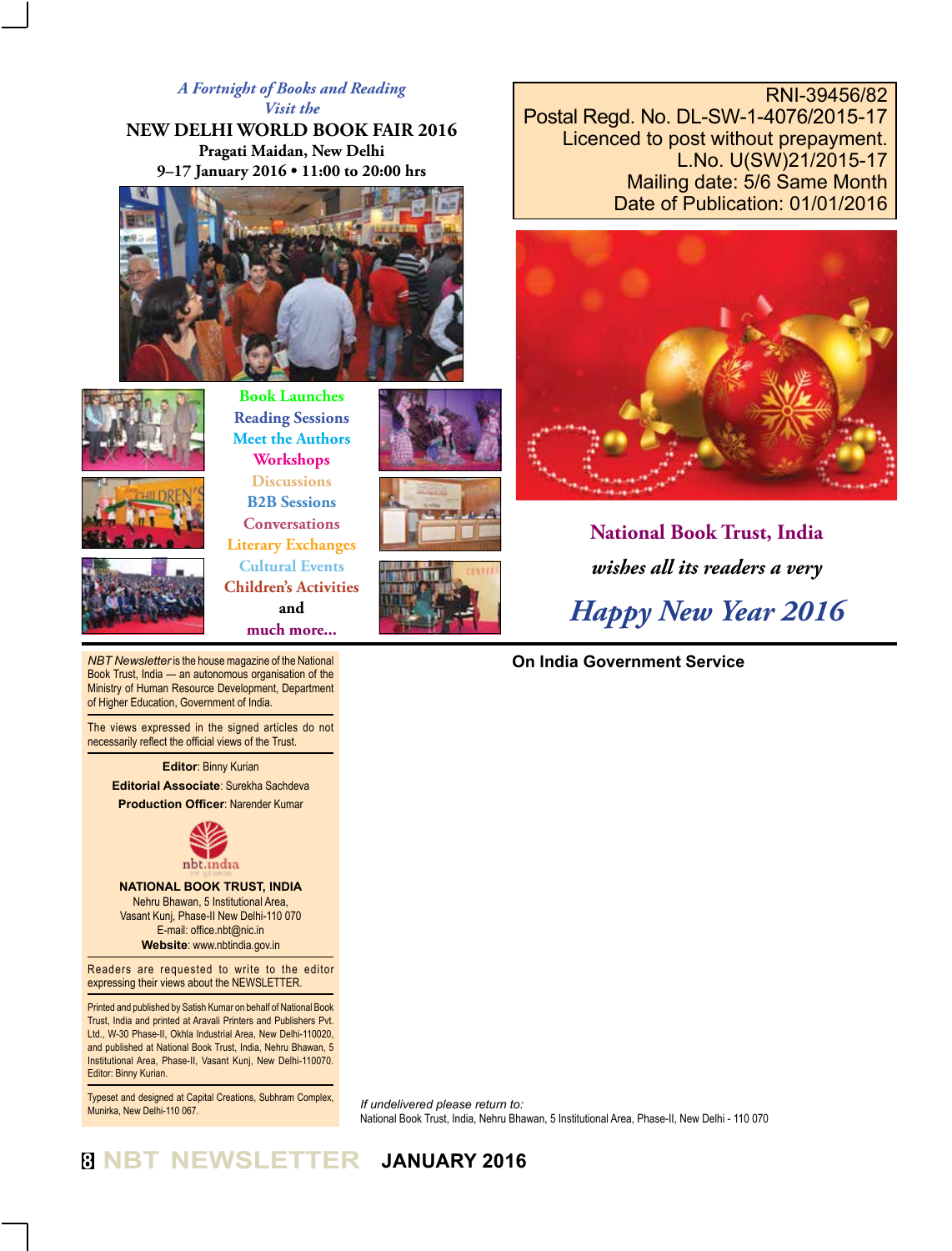*A Fortnight of Books and Reading*

*Visit the*

**NEW DELHI WORLD BOOK FAIR 2016**

**Pragati Maidan, New Delhi**

**9–17 January 2016 • 11:00 to 20:00 hrs**

Book Launches
Reading Sessions
Meet the Authors
Workshops
Discussions
B2B Sessions
Conversations
Literary Exchanges
Cultural Events
Children's Activities
and
much more...

RNI-39456/82
Postal Regd. No. DL-SW-1-4076/2015-17
Licenced to post without prepayment.
L.No. U(SW)21/2015-17
Mailing date: 5/6 Same Month
Date of Publication: 01/01/2016

**National Book Trust, India**

*wishes all its readers a very*

*Happy New Year 2016*

*NBT Newsletter* is the house magazine of the National Book Trust, India — an autonomous organisation of the Ministry of Human Resource Development, Department of Higher Education, Government of India.

The views expressed in the signed articles do not necessarily reflect the official views of the Trust.

**Editor**: Binny Kurian
**Editorial Associate**: Surekha Sachdeva
**Production Officer**: Narender Kumar

**NATIONAL BOOK TRUST, INDIA**
Nehru Bhawan, 5 Institutional Area,
Vasant Kunj, Phase-II New Delhi-110 070
E-mail: office.nbt@nic.in
**Website**: www.nbtindia.gov.in

Readers are requested to write to the editor expressing their views about the NEWSLETTER.

Printed and published by Satish Kumar on behalf of National Book Trust, India and printed at Aravali Printers and Publishers Pvt. Ltd., W-30 Phase-II, Okhla Industrial Area, New Delhi-110020, and published at National Book Trust, India, Nehru Bhawan, 5 Institutional Area, Phase-II, Vasant Kunj, New Delhi-110070. Editor: Binny Kurian.

Typeset and designed at Capital Creations, Subhram Complex, Munirka, New Delhi-110 067.

**On India Government Service**

*If undelivered please return to:*
National Book Trust, India, Nehru Bhawan, 5 Institutional Area, Phase-II, New Delhi - 110 070